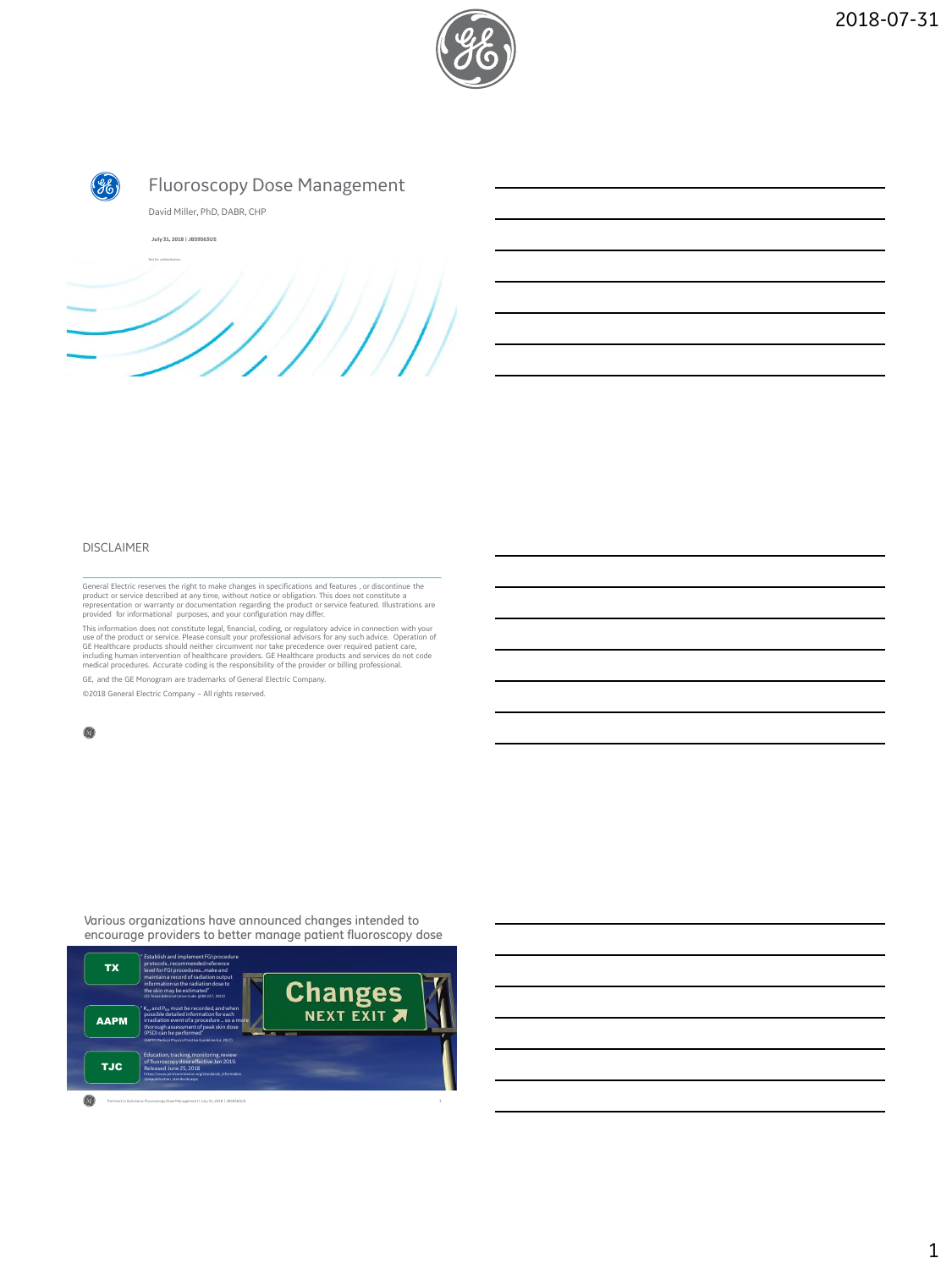2018-07-31

# Fluoroscopy Dose Management

David Miller, PhD, DABR, CHP

**July 31, 2018 | JB59563US**

Not for redistribution

## DISCLAIMER

General Electric reserves the right to make changes in specifications and features , or discontinue the product or service described at any time, without notice or obligation. This does not constitute a representation or warranty or documentation regarding the product or service featured. Illustrations are provided for informational purposes, and your configuration may differ.

This information does not constitute legal, financial, coding, or regulatory advice in connection with your use of the product or service. Please consult your professional advisors for any such advice. Operation of GE Healthcare products should neither circumvent nor take precedence over required patient care, including human intervention of healthcare providers. GE Healthcare products and services do not code medical procedures. Accurate coding is the responsibility of the provider or billing professional.

GE, and the GE Monogram are trademarks of General Electric Company.

©2018 General Electric Company – All rights reserved.

## Various organizations have announced changes intended to encourage providers to better manage patient fluoroscopy dose

**TX**: "Establish and implement FGI procedure protocols...recommended reference level for FGI procedures...make and maintain a record of radiation output information so the radiation dose to the skin may be estimated" (25 Texas Administrative Code. §289.227, 2012)

**AAPM**: "$K_a$ and $P_{KA}$ must be recorded, and when possible detailed information for each irradiation event of a procedure... so a more thorough assessment of peak skin dose (PSD) can be performed" (AAPM Medical Physics Practice Guideline 6.a, 2017)

**TJC**: Education, tracking, monitoring, review of fluoroscopy dose effective Jan 2019. Released June 25, 2018 https://www.jointcommission.org/standards_information/prepublication_standards.aspx

Changes NEXT EXIT

Partners in Solutions Fluoroscopy Dose Management | July 31, 2018 | JB59563US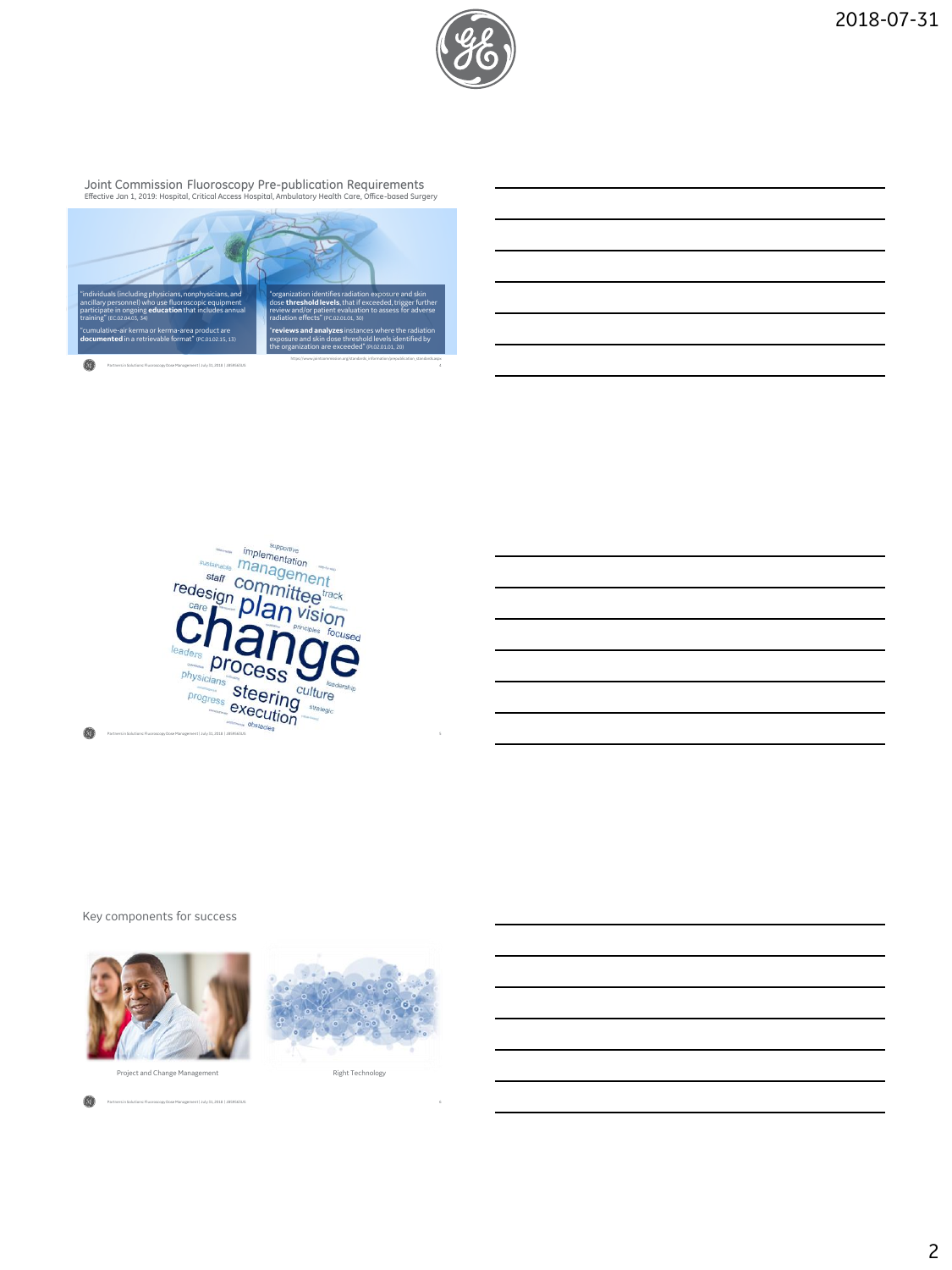## Joint Commission Fluoroscopy Pre-publication Requirements

Effective Jan 1, 2019: Hospital, Critical Access Hospital, Ambulatory Health Care, Office-based Surgery

"individuals (including physicians, nonphysicians, and ancillary personnel) who use fluoroscopic equipment participate in ongoing **education** that includes annual training" (EC.02.04.03, 34)

"cumulative-air kerma or kerma-area product are **documented** in a retrievable format" (PC.01.02.15, 13)

"organization identifies radiation exposure and skin dose **threshold levels**, that if exceeded, trigger further review and/or patient evaluation to assess for adverse radiation effects" (PC.02.01.01, 30)

"**reviews and analyzes** instances where the radiation exposure and skin dose threshold levels identified by the organization are exceeded" (PI.02.01.01, 20)

https://www.jointcommission.org/standards_information/prepublication_standards.aspx

supportive implementation management staff committee track redesign plan vision care change principles focused leaders process physicians leadership culture steering progress strategic execution obstacles

## Key components for success

Project and Change Management

Right Technology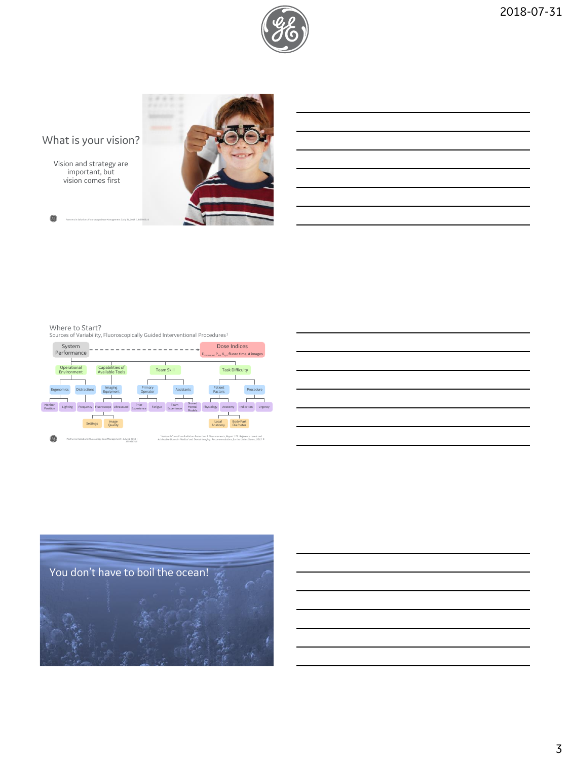## What is your vision?

Vision and strategy are important, but vision comes first

## Where to Start?

Sources of Variability, Fluoroscopically Guided Interventional Procedures[1]

System Performance → Dose Indices ($D_{skin,max}$, $P_{KA}$, $K_{a,r}$, fluoro time, # images)

- Operational Environment
  - Ergonomics
    - Monitor Position
    - Lighting
  - Distractions
    - Frequency
- Capabilities of Available Tools
  - Imaging Equipment
    - Fluoroscope
      - Settings
      - Image Quality
    - Ultrasound
- Team Skill
  - Primary Operator
    - Prior Experience
    - Fatigue
  - Assistants
    - Team Experience
    - Shared Mental Models
- Task Difficulty
  - Patient Factors
    - Physiology
    - Anatomy
      - Local Anatomy
      - Body Part Diameter
  - Procedure
    - Indication
    - Urgency

[1]National Council on Radiation Protection & Measurements, Report 172: Reference Levels and Achievable Doses in Medical and Dental Imaging: Recommendations for the United States, 2012

## You don't have to boil the ocean!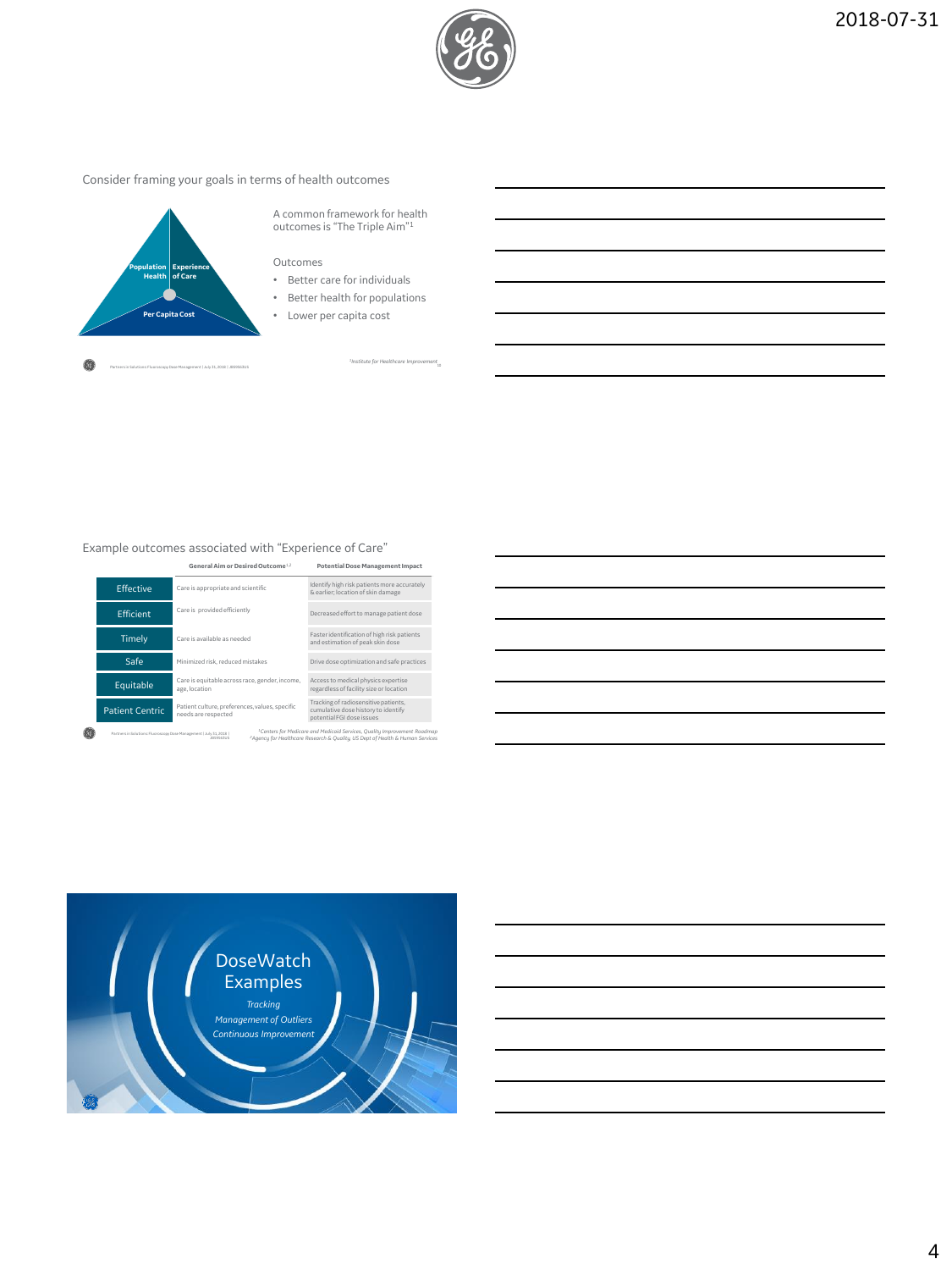## Consider framing your goals in terms of health outcomes

Population Health | Experience of Care

Per Capita Cost

A common framework for health outcomes is "The Triple Aim"[1]

Outcomes

- Better care for individuals
- Better health for populations
- Lower per capita cost

[1]Institute for Healthcare Improvement

## Example outcomes associated with "Experience of Care"

| | General Aim or Desired Outcome[1,2] | Potential Dose Management Impact |
|---|---|---|
| Effective | Care is appropriate and scientific | Identify high risk patients more accurately & earlier; location of skin damage |
| Efficient | Care is provided efficiently | Decreased effort to manage patient dose |
| Timely | Care is available as needed | Faster identification of high risk patients and estimation of peak skin dose |
| Safe | Minimized risk, reduced mistakes | Drive dose optimization and safe practices |
| Equitable | Care is equitable across race, gender, income, age, location | Access to medical physics expertise regardless of facility size or location |
| Patient Centric | Patient culture, preferences, values, specific needs are respected | Tracking of radiosensitive patients, cumulative dose history to identify potential FGI dose issues |

[1]Centers for Medicare and Medicaid Services, Quality Improvement Roadmap
[2]Agency for Healthcare Research & Quality, US Dept of Health & Human Services

## DoseWatch Examples

*Tracking*

*Management of Outliers*

*Continuous Improvement*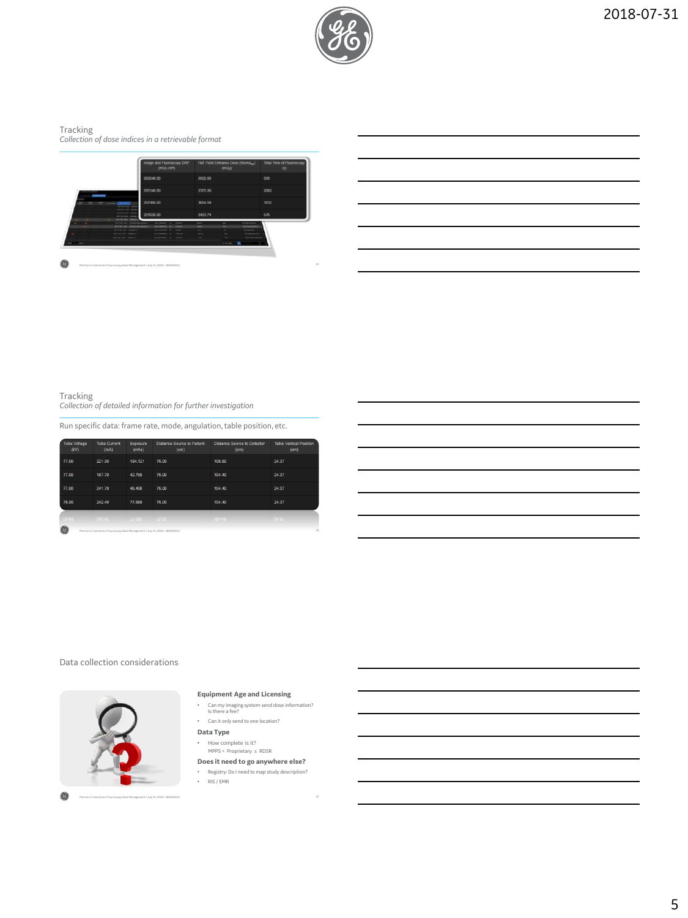## Tracking

*Collection of dose indices in a retrievable format*

| Image and Fluoroscopy DAP (mGy.cm²) | Ref. Point Entrance Dose (Kerma) (mGy) | Total Time of Fluoroscopy (s) |
|---|---|---|
| 260240.00 | 2632.80 | 699 |
| 295146.00 | 2373.30 | 2062 |
| 257368.00 | 3654.59 | 1132 |
| 221038.00 | 3423.74 | 676 |

## Tracking

*Collection of detailed information for further investigation*

Run specific data: frame rate, mode, angulation, table position, etc.

| Tube Voltage (kV) | Tube Current (mA) | Exposure (mAs) | Distance Source to Patient (cm) | Distance Source to Detector (cm) | Table Vertical Position (cm) |
|---|---|---|---|---|---|
| 77.00 | 221.30 | 184.121 | 76.00 | 108.60 | 24.37 |
| 77.00 | 187.70 | 42.758 | 76.00 | 104.40 | 24.37 |
| 77.00 | 241.70 | 46.406 | 76.00 | 104.40 | 24.37 |
| 78.00 | 242.40 | 77.568 | 76.00 | 104.40 | 24.37 |

## Data collection considerations

**Equipment Age and Licensing**

- Can my imaging system send dose information? Is there a fee?
- Can it only send to one location?

**Data Type**

- How complete is it?
  MPPS < Proprietary ≤ RDSR

**Does it need to go anywhere else?**

- Registry: Do I need to map study description?
- RIS / EMR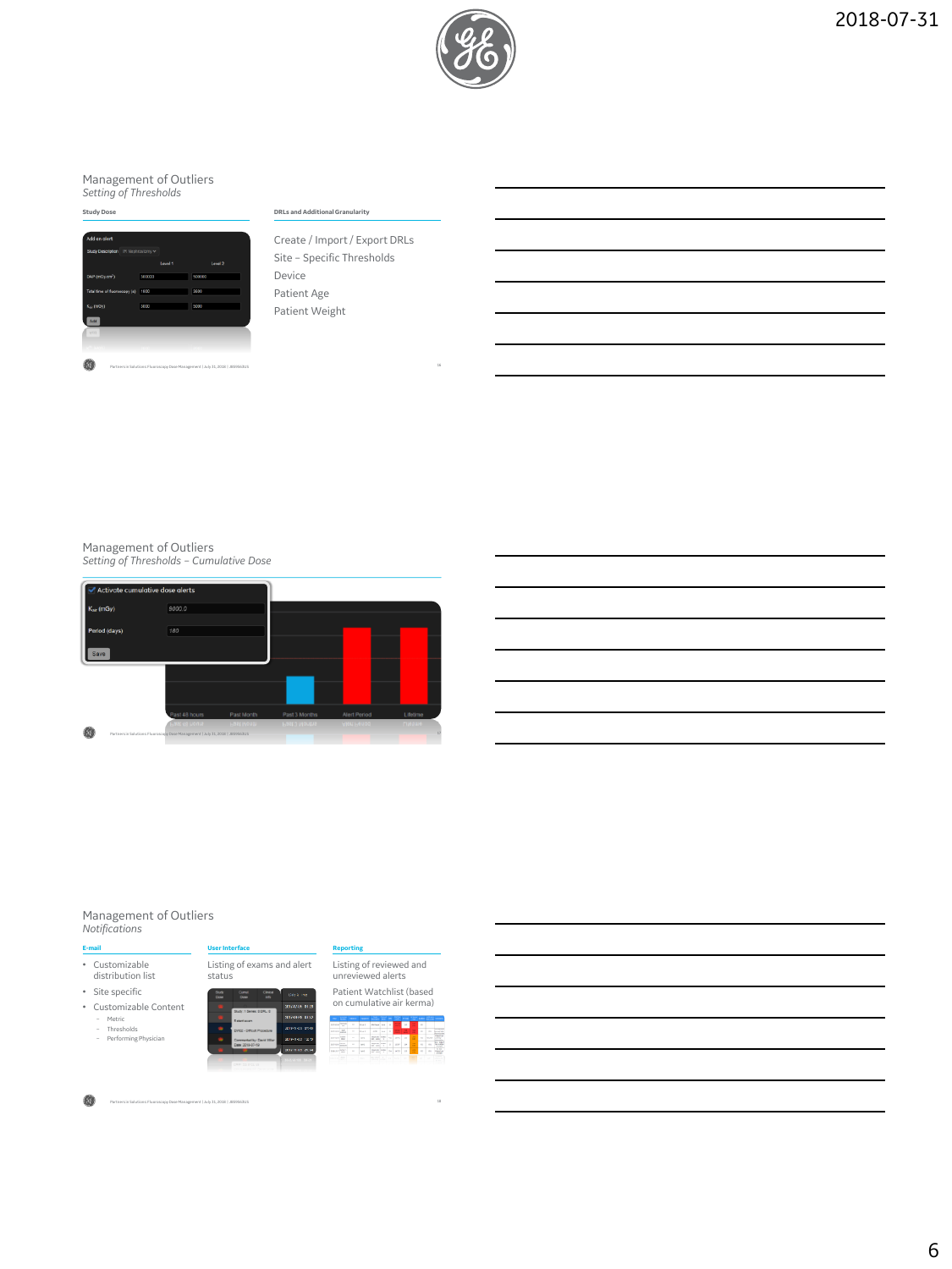## Management of Outliers
*Setting of Thresholds*

**Study Dose**

**DRLs and Additional Granularity**

Create / Import / Export DRLs
Site – Specific Thresholds
Device
Patient Age
Patient Weight

## Management of Outliers
*Setting of Thresholds – Cumulative Dose*

## Management of Outliers
*Notifications*

**E-mail**

- Customizable distribution list
- Site specific
- Customizable Content
  - Metric
  - Thresholds
  - Performing Physician

**User Interface**

Listing of exams and alert status

**Reporting**

Listing of reviewed and unreviewed alerts

Patient Watchlist (based on cumulative air kerma)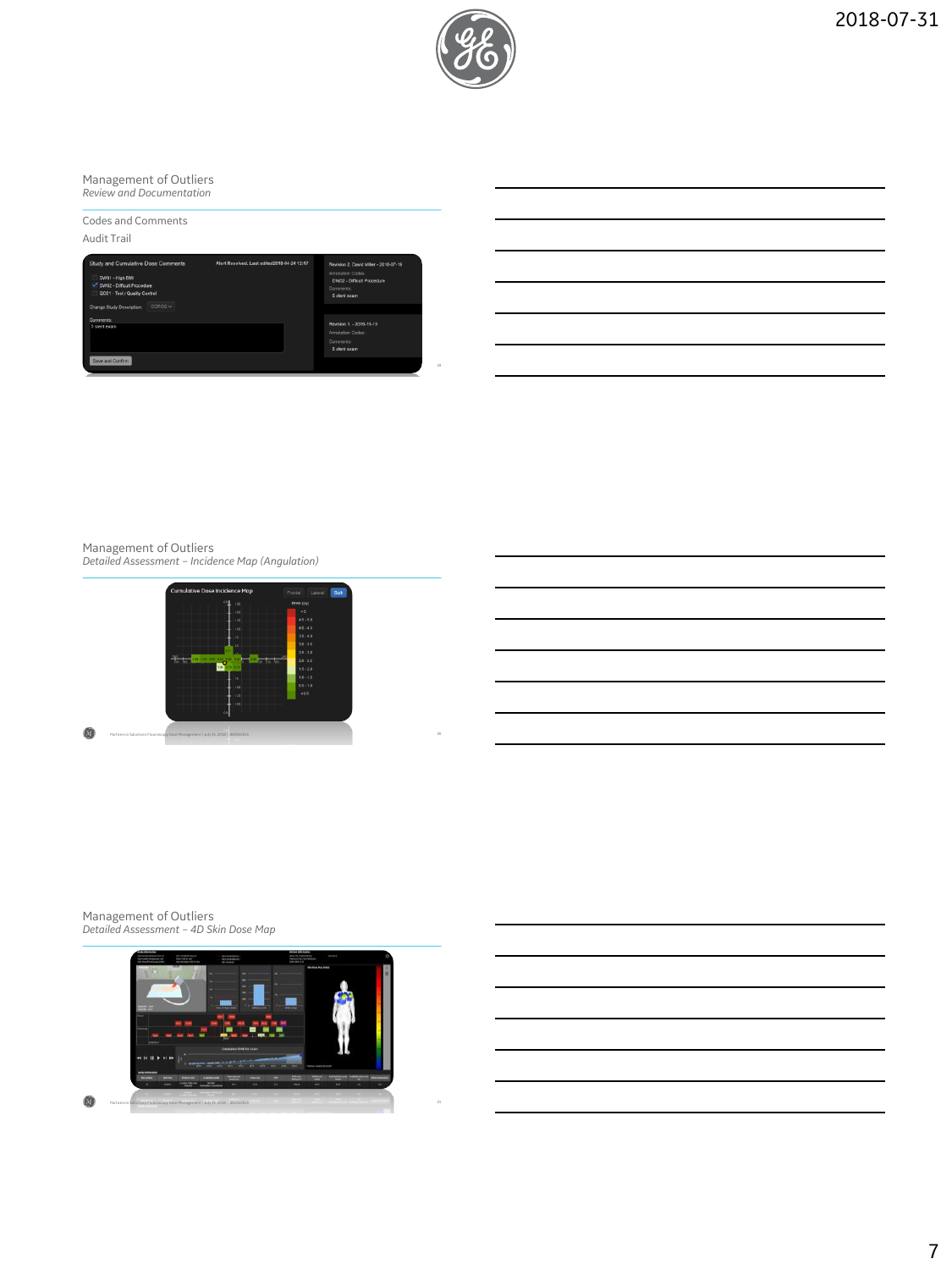## Management of Outliers
*Review and Documentation*

Codes and Comments

Audit Trail

## Management of Outliers
*Detailed Assessment – Incidence Map (Angulation)*

## Management of Outliers
*Detailed Assessment – 4D Skin Dose Map*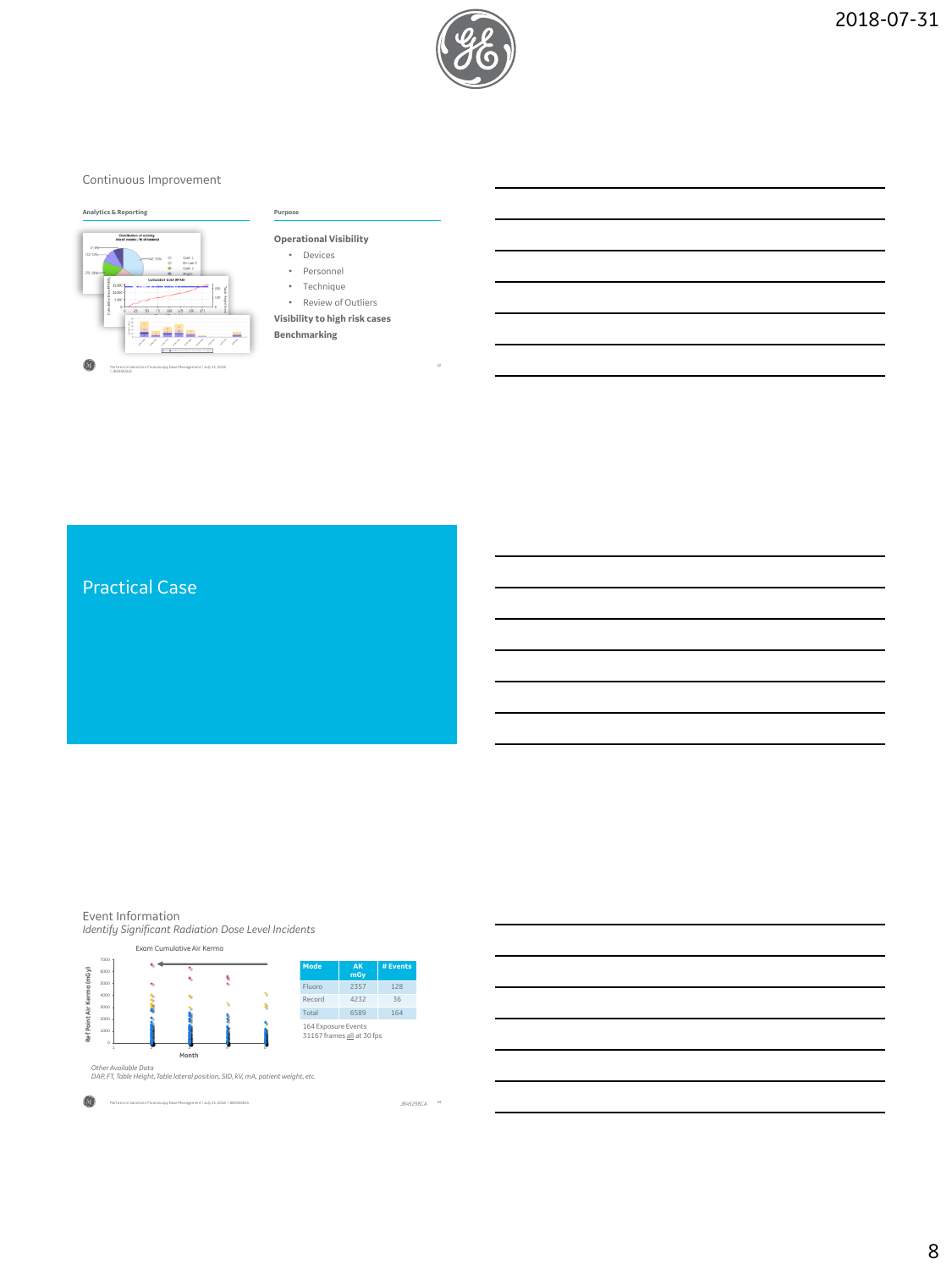## Continuous Improvement

**Analytics & Reporting**

**Purpose**

**Operational Visibility**

- Devices
- Personnel
- Technique
- Review of Outliers

**Visibility to high risk cases**

**Benchmarking**

## Practical Case

## Event Information

*Identify Significant Radiation Dose Level Incidents*

Exam Cumulative Air Kerma

| Mode | AK mGy | # Events |
| --- | --- | --- |
| Fluoro | 2357 | 128 |
| Record | 4232 | 36 |
| Total | 6589 | 164 |

164 Exposure Events
31167 frames all at 30 fps

*Other Available Data*
*DAP, FT, Table Height, Table lateral position, SID, kV, mA, patient weight, etc.*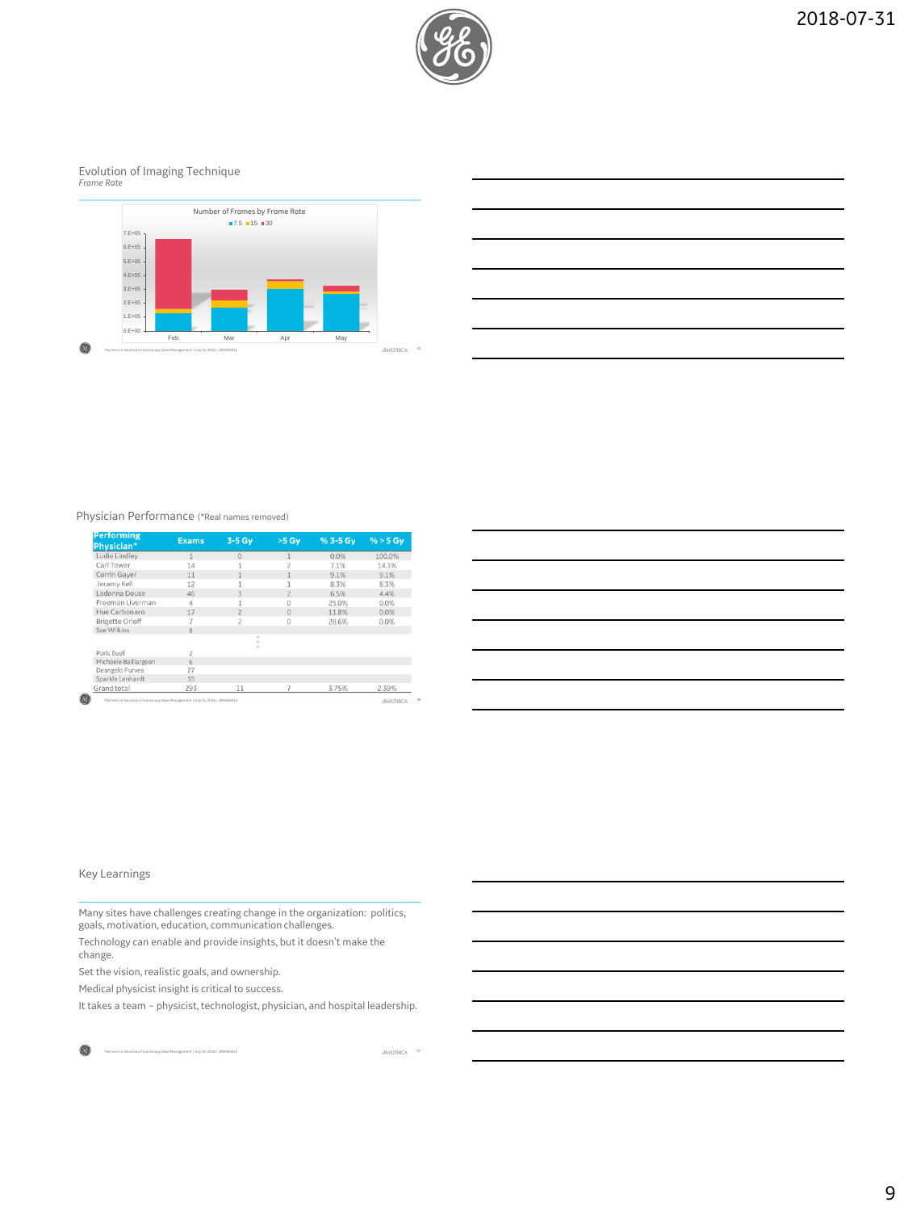## Evolution of Imaging Technique

*Frame Rate*

Number of Frames by Frame Rate

7.5 ■15 ■30

Feb Mar Apr May

## Physician Performance (*Real names removed)

| Performing Physician* | Exams | 3-5 Gy | >5 Gy | % 3-5 Gy | % > 5 Gy |
|---|---|---|---|---|---|
| Ludie Lindley | 1 | 0 | 1 | 0.0% | 100.0% |
| Carl Tower | 14 | 1 | 2 | 7.1% | 14.3% |
| Corrin Gayer | 11 | 1 | 1 | 9.1% | 9.1% |
| Jeramy Kell | 12 | 1 | 1 | 8.3% | 8.3% |
| Ladonna Douse | 46 | 3 | 2 | 6.5% | 4.4% |
| Freeman Liverman | 4 | 1 | 0 | 25.0% | 0.0% |
| Hue Carbonaro | 17 | 2 | 0 | 11.8% | 0.0% |
| Brigette Orloff | 7 | 2 | 0 | 28.6% | 0.0% |
| See Wilkins | 8 | | | | |
| ⋮ | | | | | |
| Paris Euell | 2 | | | | |
| Michaele Baillargeon | 6 | | | | |
| Deangelo Purves | 27 | | | | |
| Sparkle Lenhardt | 35 | | | | |
| Grand total | 293 | 11 | 7 | 3.75% | 2.39% |

## Key Learnings

Many sites have challenges creating change in the organization: politics, goals, motivation, education, communication challenges.

Technology can enable and provide insights, but it doesn't make the change.

Set the vision, realistic goals, and ownership.

Medical physicist insight is critical to success.

It takes a team – physicist, technologist, physician, and hospital leadership.